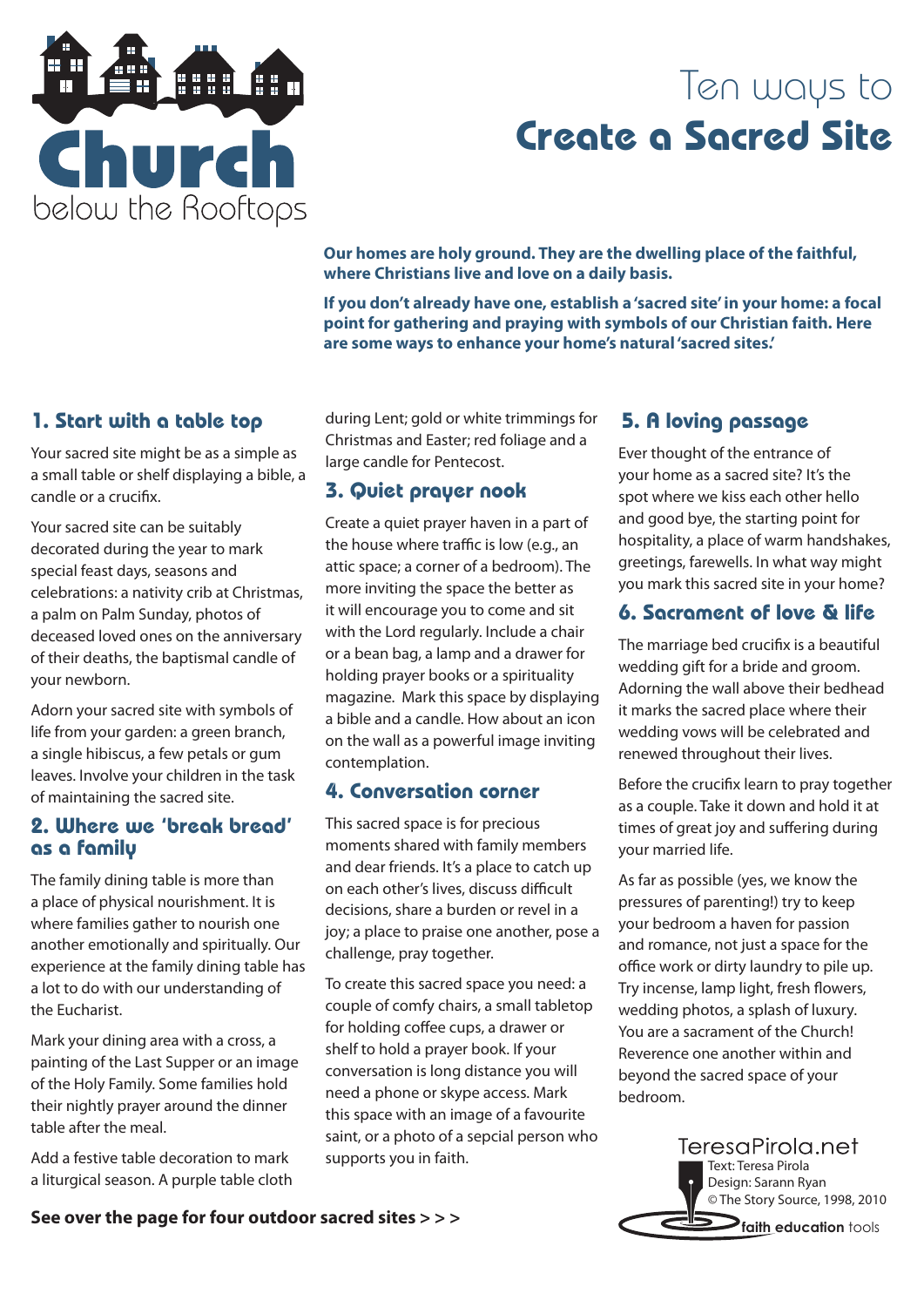Church below the Rooftops

# Ten ways to Create a Sacred Site

**Our homes are holy ground. They are the dwelling place of the faithful, where Christians live and love on a daily basis.**

**If you don't already have one, establish a 'sacred site' in your home: a focal point for gathering and praying with symbols of our Christian faith. Here are some ways to enhance your home's natural 'sacred sites.'**

## 1. Start with a table top

Your sacred site might be as a simple as a small table or shelf displaying a bible, a candle or a crucifix.

Your sacred site can be suitably decorated during the year to mark special feast days, seasons and celebrations: a nativity crib at Christmas, a palm on Palm Sunday, photos of deceased loved ones on the anniversary of their deaths, the baptismal candle of your newborn.

Adorn your sacred site with symbols of life from your garden: a green branch, a single hibiscus, a few petals or gum leaves. Involve your children in the task of maintaining the sacred site.

## 2. Where we 'break bread' as a family

The family dining table is more than a place of physical nourishment. It is where families gather to nourish one another emotionally and spiritually. Our experience at the family dining table has a lot to do with our understanding of the Eucharist.

Mark your dining area with a cross, a painting of the Last Supper or an image of the Holy Family. Some families hold their nightly prayer around the dinner table after the meal.

Add a festive table decoration to mark a liturgical season. A purple table cloth during Lent; gold or white trimmings for Christmas and Easter; red foliage and a large candle for Pentecost.

## 3. Quiet prayer nook

Create a quiet prayer haven in a part of the house where traffic is low (e.g., an attic space; a corner of a bedroom). The more inviting the space the better as it will encourage you to come and sit with the Lord regularly. Include a chair or a bean bag, a lamp and a drawer for holding prayer books or a spirituality magazine. Mark this space by displaying a bible and a candle. How about an icon on the wall as a powerful image inviting contemplation.

## 4. Conversation corner

This sacred space is for precious moments shared with family members and dear friends. It's a place to catch up on each other's lives, discuss difficult decisions, share a burden or revel in a joy; a place to praise one another, pose a challenge, pray together.

To create this sacred space you need: a couple of comfy chairs, a small tabletop for holding coffee cups, a drawer or shelf to hold a prayer book. If your conversation is long distance you will need a phone or skype access. Mark this space with an image of a favourite saint, or a photo of a sepcial person who supports you in faith.

## 5. A loving passage

Ever thought of the entrance of your home as a sacred site? It's the spot where we kiss each other hello and good bye, the starting point for hospitality, a place of warm handshakes, greetings, farewells. In what way might you mark this sacred site in your home?

## 6. Sacrament of love & life

The marriage bed crucifix is a beautiful wedding gift for a bride and groom. Adorning the wall above their bedhead it marks the sacred place where their wedding vows will be celebrated and renewed throughout their lives.

Before the crucifix learn to pray together as a couple. Take it down and hold it at times of great joy and suffering during your married life.

As far as possible (yes, we know the pressures of parenting!) try to keep your bedroom a haven for passion and romance, not just a space for the office work or dirty laundry to pile up. Try incense, lamp light, fresh flowers, wedding photos, a splash of luxury. You are a sacrament of the Church! Reverence one another within and beyond the sacred space of your bedroom.

**See over the page for four outdoor sacred sites > > >**

TeresaPirola.net
Text: Teresa Pirola
Design: Sarann Ryan
© The Story Source, 1998, 2010
**faith education** tools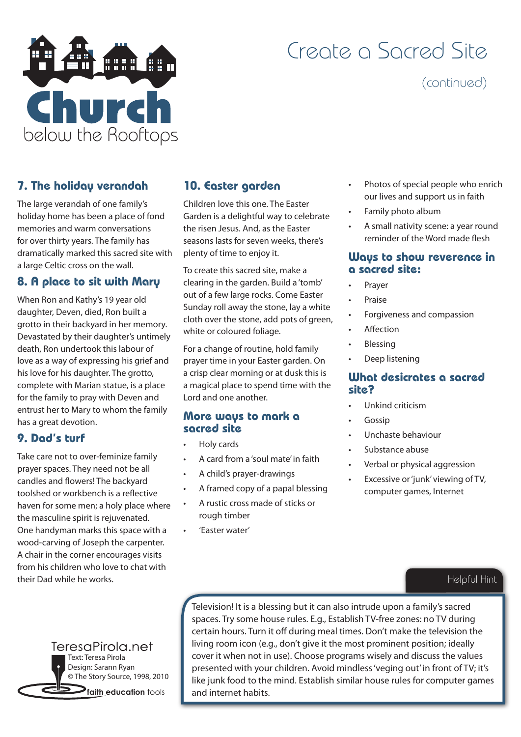Church below the Rooftops

# Create a Sacred Site

(continued)

## 7. The holiday verandah

The large verandah of one family's holiday home has been a place of fond memories and warm conversations for over thirty years. The family has dramatically marked this sacred site with a large Celtic cross on the wall.

## 8. A place to sit with Mary

When Ron and Kathy's 19 year old daughter, Deven, died, Ron built a grotto in their backyard in her memory. Devastated by their daughter's untimely death, Ron undertook this labour of love as a way of expressing his grief and his love for his daughter. The grotto, complete with Marian statue, is a place for the family to pray with Deven and entrust her to Mary to whom the family has a great devotion.

## 9. Dad's turf

Take care not to over-feminize family prayer spaces. They need not be all candles and flowers! The backyard toolshed or workbench is a reflective haven for some men; a holy place where the masculine spirit is rejuvenated. One handyman marks this space with a wood-carving of Joseph the carpenter. A chair in the corner encourages visits from his children who love to chat with their Dad while he works.

## 10. Easter garden

Children love this one. The Easter Garden is a delightful way to celebrate the risen Jesus. And, as the Easter seasons lasts for seven weeks, there's plenty of time to enjoy it.

To create this sacred site, make a clearing in the garden. Build a 'tomb' out of a few large rocks. Come Easter Sunday roll away the stone, lay a white cloth over the stone, add pots of green, white or coloured foliage.

For a change of routine, hold family prayer time in your Easter garden. On a crisp clear morning or at dusk this is a magical place to spend time with the Lord and one another.

## More ways to mark a sacred site

- Holy cards
- A card from a 'soul mate' in faith
- A child's prayer-drawings
- A framed copy of a papal blessing
- A rustic cross made of sticks or rough timber
- 'Easter water'
- Photos of special people who enrich our lives and support us in faith
- Family photo album
- A small nativity scene: a year round reminder of the Word made flesh

## Ways to show reverence in a sacred site:

- Prayer
- Praise
- Forgiveness and compassion
- Affection
- Blessing
- Deep listening

## What desicrates a sacred site?

- Unkind criticism
- Gossip
- Unchaste behaviour
- Substance abuse
- Verbal or physical aggression
- Excessive or 'junk' viewing of TV, computer games, Internet

### Helpful Hint

Television! It is a blessing but it can also intrude upon a family's sacred spaces. Try some house rules. E.g., Establish TV-free zones: no TV during certain hours. Turn it off during meal times. Don't make the television the living room icon (e.g., don't give it the most prominent position; ideally cover it when not in use). Choose programs wisely and discuss the values presented with your children. Avoid mindless 'veging out' in front of TV; it's like junk food to the mind. Establish similar house rules for computer games and internet habits.

TeresaPirola.net
Text: Teresa Pirola
Design: Sarann Ryan
© The Story Source, 1998, 2010
faith education tools